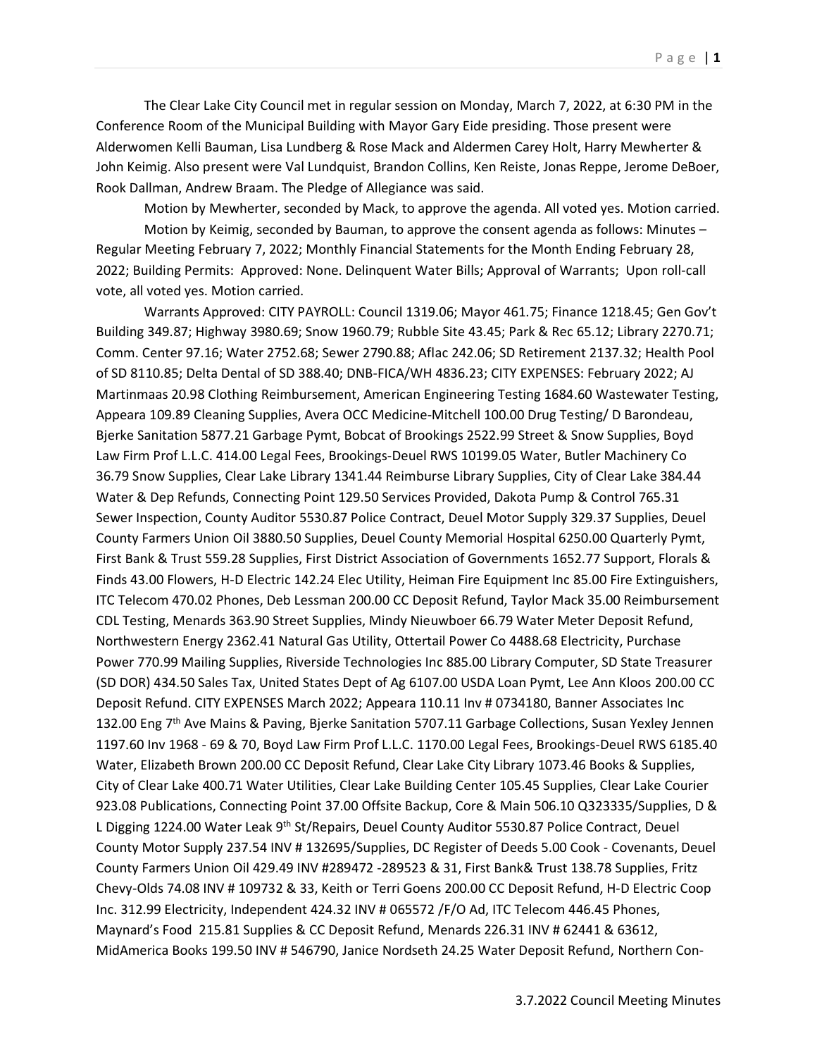The Clear Lake City Council met in regular session on Monday, March 7, 2022, at 6:30 PM in the Conference Room of the Municipal Building with Mayor Gary Eide presiding. Those present were Alderwomen Kelli Bauman, Lisa Lundberg & Rose Mack and Aldermen Carey Holt, Harry Mewherter & John Keimig. Also present were Val Lundquist, Brandon Collins, Ken Reiste, Jonas Reppe, Jerome DeBoer, Rook Dallman, Andrew Braam. The Pledge of Allegiance was said.

Motion by Mewherter, seconded by Mack, to approve the agenda. All voted yes. Motion carried.

Motion by Keimig, seconded by Bauman, to approve the consent agenda as follows: Minutes – Regular Meeting February 7, 2022; Monthly Financial Statements for the Month Ending February 28, 2022; Building Permits: Approved: None. Delinquent Water Bills; Approval of Warrants; Upon roll-call vote, all voted yes. Motion carried.

Warrants Approved: CITY PAYROLL: Council 1319.06; Mayor 461.75; Finance 1218.45; Gen Gov't Building 349.87; Highway 3980.69; Snow 1960.79; Rubble Site 43.45; Park & Rec 65.12; Library 2270.71; Comm. Center 97.16; Water 2752.68; Sewer 2790.88; Aflac 242.06; SD Retirement 2137.32; Health Pool of SD 8110.85; Delta Dental of SD 388.40; DNB-FICA/WH 4836.23; CITY EXPENSES: February 2022; AJ Martinmaas 20.98 Clothing Reimbursement, American Engineering Testing 1684.60 Wastewater Testing, Appeara 109.89 Cleaning Supplies, Avera OCC Medicine-Mitchell 100.00 Drug Testing/ D Barondeau, Bjerke Sanitation 5877.21 Garbage Pymt, Bobcat of Brookings 2522.99 Street & Snow Supplies, Boyd Law Firm Prof L.L.C. 414.00 Legal Fees, Brookings-Deuel RWS 10199.05 Water, Butler Machinery Co 36.79 Snow Supplies, Clear Lake Library 1341.44 Reimburse Library Supplies, City of Clear Lake 384.44 Water & Dep Refunds, Connecting Point 129.50 Services Provided, Dakota Pump & Control 765.31 Sewer Inspection, County Auditor 5530.87 Police Contract, Deuel Motor Supply 329.37 Supplies, Deuel County Farmers Union Oil 3880.50 Supplies, Deuel County Memorial Hospital 6250.00 Quarterly Pymt, First Bank & Trust 559.28 Supplies, First District Association of Governments 1652.77 Support, Florals & Finds 43.00 Flowers, H-D Electric 142.24 Elec Utility, Heiman Fire Equipment Inc 85.00 Fire Extinguishers, ITC Telecom 470.02 Phones, Deb Lessman 200.00 CC Deposit Refund, Taylor Mack 35.00 Reimbursement CDL Testing, Menards 363.90 Street Supplies, Mindy Nieuwboer 66.79 Water Meter Deposit Refund, Northwestern Energy 2362.41 Natural Gas Utility, Ottertail Power Co 4488.68 Electricity, Purchase Power 770.99 Mailing Supplies, Riverside Technologies Inc 885.00 Library Computer, SD State Treasurer (SD DOR) 434.50 Sales Tax, United States Dept of Ag 6107.00 USDA Loan Pymt, Lee Ann Kloos 200.00 CC Deposit Refund. CITY EXPENSES March 2022; Appeara 110.11 Inv # 0734180, Banner Associates Inc 132.00 Eng 7th Ave Mains & Paving, Bjerke Sanitation 5707.11 Garbage Collections, Susan Yexley Jennen 1197.60 Inv 1968 - 69 & 70, Boyd Law Firm Prof L.L.C. 1170.00 Legal Fees, Brookings-Deuel RWS 6185.40 Water, Elizabeth Brown 200.00 CC Deposit Refund, Clear Lake City Library 1073.46 Books & Supplies, City of Clear Lake 400.71 Water Utilities, Clear Lake Building Center 105.45 Supplies, Clear Lake Courier 923.08 Publications, Connecting Point 37.00 Offsite Backup, Core & Main 506.10 Q323335/Supplies, D & L Digging 1224.00 Water Leak 9th St/Repairs, Deuel County Auditor 5530.87 Police Contract, Deuel County Motor Supply 237.54 INV # 132695/Supplies, DC Register of Deeds 5.00 Cook - Covenants, Deuel County Farmers Union Oil 429.49 INV #289472 -289523 & 31, First Bank& Trust 138.78 Supplies, Fritz Chevy-Olds 74.08 INV # 109732 & 33, Keith or Terri Goens 200.00 CC Deposit Refund, H-D Electric Coop Inc. 312.99 Electricity, Independent 424.32 INV # 065572 /F/O Ad, ITC Telecom 446.45 Phones, Maynard's Food 215.81 Supplies & CC Deposit Refund, Menards 226.31 INV # 62441 & 63612, MidAmerica Books 199.50 INV # 546790, Janice Nordseth 24.25 Water Deposit Refund, Northern Con-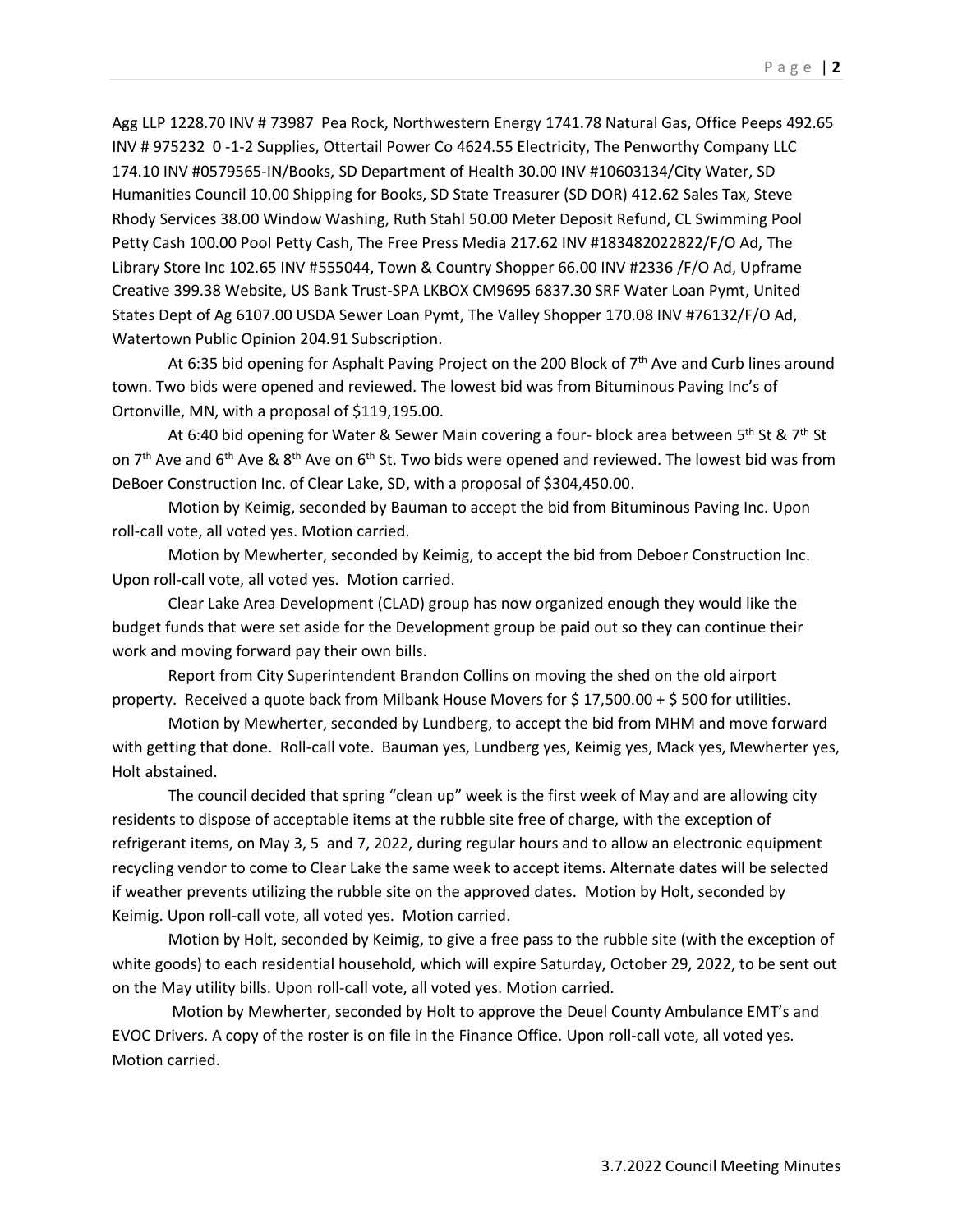Agg LLP 1228.70 INV # 73987 Pea Rock, Northwestern Energy 1741.78 Natural Gas, Office Peeps 492.65 INV # 975232 0 -1-2 Supplies, Ottertail Power Co 4624.55 Electricity, The Penworthy Company LLC 174.10 INV #0579565-IN/Books, SD Department of Health 30.00 INV #10603134/City Water, SD Humanities Council 10.00 Shipping for Books, SD State Treasurer (SD DOR) 412.62 Sales Tax, Steve Rhody Services 38.00 Window Washing, Ruth Stahl 50.00 Meter Deposit Refund, CL Swimming Pool Petty Cash 100.00 Pool Petty Cash, The Free Press Media 217.62 INV #183482022822/F/O Ad, The Library Store Inc 102.65 INV #555044, Town & Country Shopper 66.00 INV #2336 /F/O Ad, Upframe Creative 399.38 Website, US Bank Trust-SPA LKBOX CM9695 6837.30 SRF Water Loan Pymt, United States Dept of Ag 6107.00 USDA Sewer Loan Pymt, The Valley Shopper 170.08 INV #76132/F/O Ad, Watertown Public Opinion 204.91 Subscription.

At 6:35 bid opening for Asphalt Paving Project on the 200 Block of 7th Ave and Curb lines around town. Two bids were opened and reviewed. The lowest bid was from Bituminous Paving Inc's of Ortonville, MN, with a proposal of $119,195.00.

At 6:40 bid opening for Water & Sewer Main covering a four- block area between 5th St & 7th St on 7th Ave and 6th Ave & 8th Ave on 6th St. Two bids were opened and reviewed. The lowest bid was from DeBoer Construction Inc. of Clear Lake, SD, with a proposal of $304,450.00.

Motion by Keimig, seconded by Bauman to accept the bid from Bituminous Paving Inc. Upon roll-call vote, all voted yes. Motion carried.

Motion by Mewherter, seconded by Keimig, to accept the bid from Deboer Construction Inc. Upon roll-call vote, all voted yes. Motion carried.

Clear Lake Area Development (CLAD) group has now organized enough they would like the budget funds that were set aside for the Development group be paid out so they can continue their work and moving forward pay their own bills.

Report from City Superintendent Brandon Collins on moving the shed on the old airport property. Received a quote back from Milbank House Movers for $ 17,500.00 + $ 500 for utilities.

Motion by Mewherter, seconded by Lundberg, to accept the bid from MHM and move forward with getting that done. Roll-call vote. Bauman yes, Lundberg yes, Keimig yes, Mack yes, Mewherter yes, Holt abstained.

The council decided that spring "clean up" week is the first week of May and are allowing city residents to dispose of acceptable items at the rubble site free of charge, with the exception of refrigerant items, on May 3, 5 and 7, 2022, during regular hours and to allow an electronic equipment recycling vendor to come to Clear Lake the same week to accept items. Alternate dates will be selected if weather prevents utilizing the rubble site on the approved dates. Motion by Holt, seconded by Keimig. Upon roll-call vote, all voted yes. Motion carried.

Motion by Holt, seconded by Keimig, to give a free pass to the rubble site (with the exception of white goods) to each residential household, which will expire Saturday, October 29, 2022, to be sent out on the May utility bills. Upon roll-call vote, all voted yes. Motion carried.

Motion by Mewherter, seconded by Holt to approve the Deuel County Ambulance EMT's and EVOC Drivers. A copy of the roster is on file in the Finance Office. Upon roll-call vote, all voted yes. Motion carried.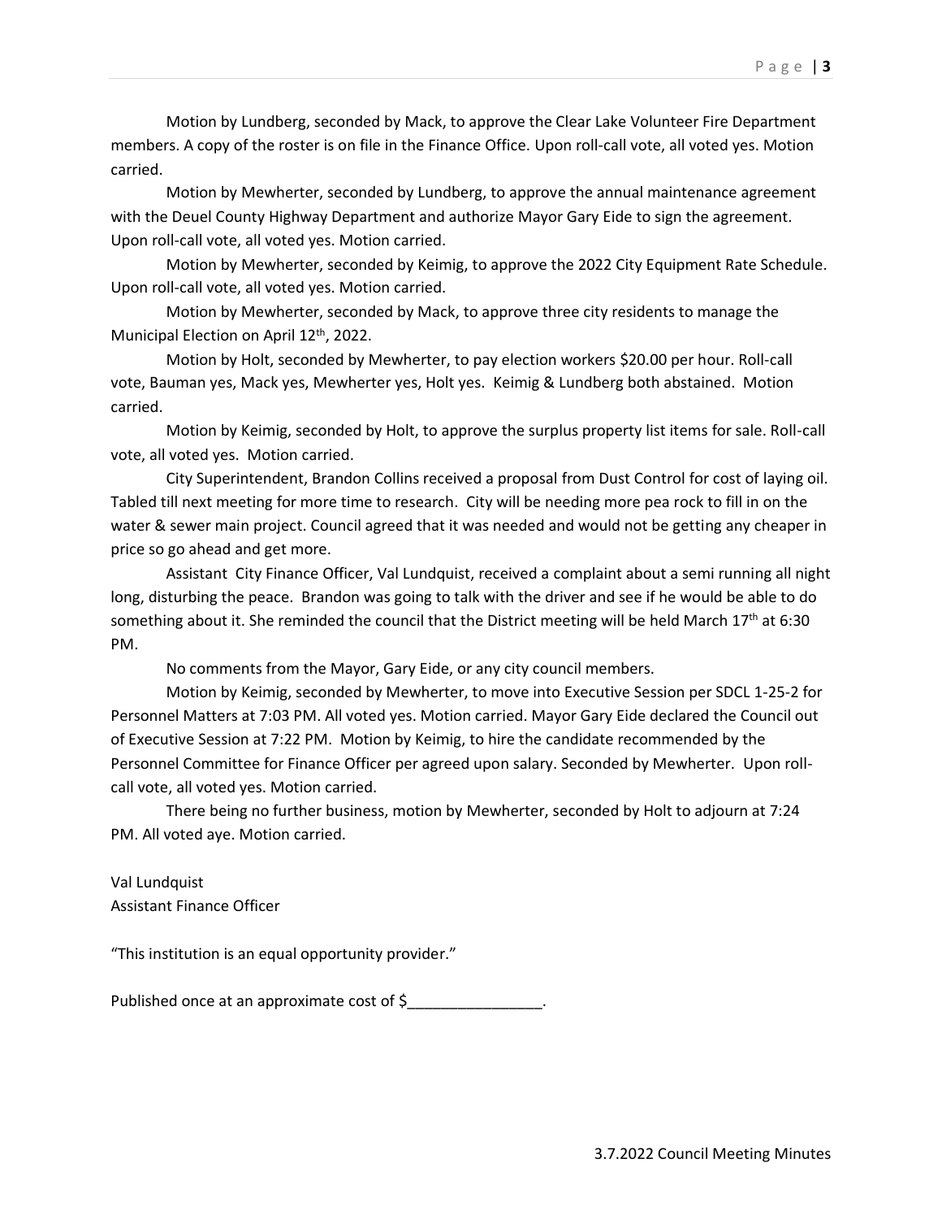Motion by Lundberg, seconded by Mack, to approve the Clear Lake Volunteer Fire Department members. A copy of the roster is on file in the Finance Office. Upon roll-call vote, all voted yes. Motion carried.

Motion by Mewherter, seconded by Lundberg, to approve the annual maintenance agreement with the Deuel County Highway Department and authorize Mayor Gary Eide to sign the agreement. Upon roll-call vote, all voted yes. Motion carried.

Motion by Mewherter, seconded by Keimig, to approve the 2022 City Equipment Rate Schedule. Upon roll-call vote, all voted yes. Motion carried.

Motion by Mewherter, seconded by Mack, to approve three city residents to manage the Municipal Election on April 12th, 2022.

Motion by Holt, seconded by Mewherter, to pay election workers $20.00 per hour. Roll-call vote, Bauman yes, Mack yes, Mewherter yes, Holt yes. Keimig & Lundberg both abstained. Motion carried.

Motion by Keimig, seconded by Holt, to approve the surplus property list items for sale. Roll-call vote, all voted yes. Motion carried.

City Superintendent, Brandon Collins received a proposal from Dust Control for cost of laying oil. Tabled till next meeting for more time to research. City will be needing more pea rock to fill in on the water & sewer main project. Council agreed that it was needed and would not be getting any cheaper in price so go ahead and get more.

Assistant City Finance Officer, Val Lundquist, received a complaint about a semi running all night long, disturbing the peace. Brandon was going to talk with the driver and see if he would be able to do something about it. She reminded the council that the District meeting will be held March 17th at 6:30 PM.

No comments from the Mayor, Gary Eide, or any city council members.

Motion by Keimig, seconded by Mewherter, to move into Executive Session per SDCL 1-25-2 for Personnel Matters at 7:03 PM. All voted yes. Motion carried. Mayor Gary Eide declared the Council out of Executive Session at 7:22 PM. Motion by Keimig, to hire the candidate recommended by the Personnel Committee for Finance Officer per agreed upon salary. Seconded by Mewherter. Upon roll-call vote, all voted yes. Motion carried.

There being no further business, motion by Mewherter, seconded by Holt to adjourn at 7:24 PM. All voted aye. Motion carried.

Val Lundquist
Assistant Finance Officer

"This institution is an equal opportunity provider."

Published once at an approximate cost of $________________.

3.7.2022 Council Meeting Minutes